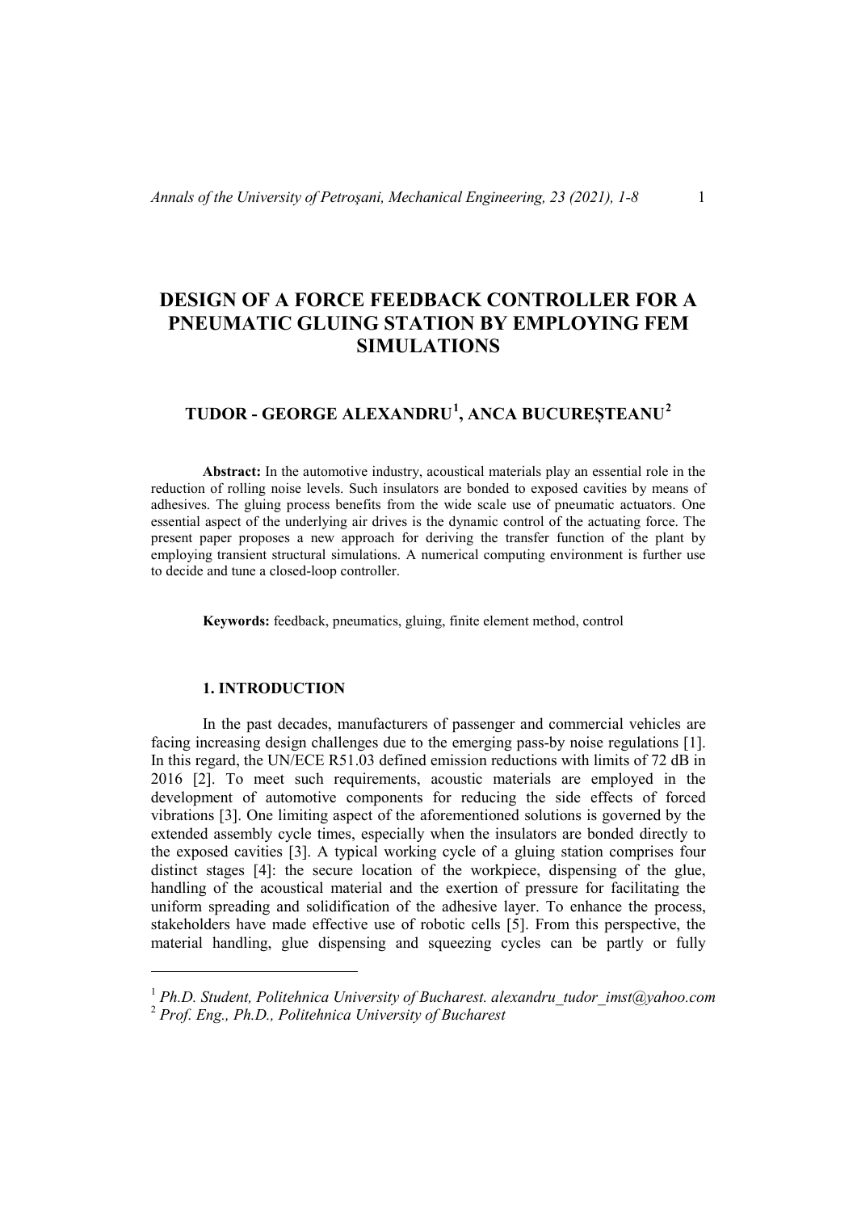# DESIGN OF A FORCE FEEDBACK CONTROLLER FOR A PNEUMATIC GLUING STATION BY EMPLOYING FEM SIMULATIONS

## TUDOR - GEORGE ALEXANDRU[1], ANCA BUCUREȘTEANU[2]

**Abstract:** In the automotive industry, acoustical materials play an essential role in the reduction of rolling noise levels. Such insulators are bonded to exposed cavities by means of adhesives. The gluing process benefits from the wide scale use of pneumatic actuators. One essential aspect of the underlying air drives is the dynamic control of the actuating force. The present paper proposes a new approach for deriving the transfer function of the plant by employing transient structural simulations. A numerical computing environment is further use to decide and tune a closed-loop controller.

**Keywords:** feedback, pneumatics, gluing, finite element method, control

### 1. INTRODUCTION

In the past decades, manufacturers of passenger and commercial vehicles are facing increasing design challenges due to the emerging pass-by noise regulations [1]. In this regard, the UN/ECE R51.03 defined emission reductions with limits of 72 dB in 2016 [2]. To meet such requirements, acoustic materials are employed in the development of automotive components for reducing the side effects of forced vibrations [3]. One limiting aspect of the aforementioned solutions is governed by the extended assembly cycle times, especially when the insulators are bonded directly to the exposed cavities [3]. A typical working cycle of a gluing station comprises four distinct stages [4]: the secure location of the workpiece, dispensing of the glue, handling of the acoustical material and the exertion of pressure for facilitating the uniform spreading and solidification of the adhesive layer. To enhance the process, stakeholders have made effective use of robotic cells [5]. From this perspective, the material handling, glue dispensing and squeezing cycles can be partly or fully

---

[1] *Ph.D. Student, Politehnica University of Bucharest. alexandru_tudor_imst@yahoo.com*

[2] *Prof. Eng., Ph.D., Politehnica University of Bucharest*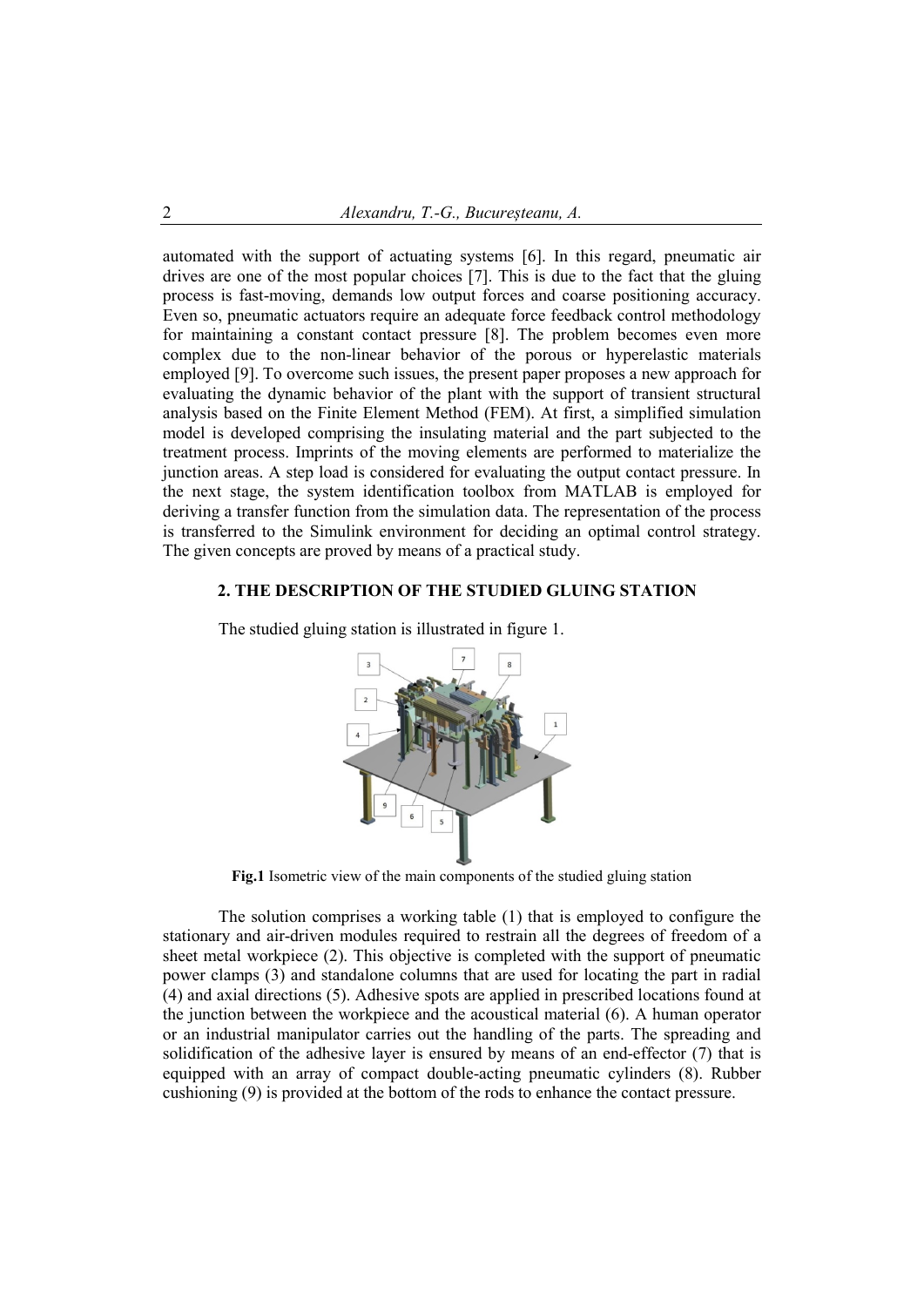automated with the support of actuating systems [6]. In this regard, pneumatic air drives are one of the most popular choices [7]. This is due to the fact that the gluing process is fast-moving, demands low output forces and coarse positioning accuracy. Even so, pneumatic actuators require an adequate force feedback control methodology for maintaining a constant contact pressure [8]. The problem becomes even more complex due to the non-linear behavior of the porous or hyperelastic materials employed [9]. To overcome such issues, the present paper proposes a new approach for evaluating the dynamic behavior of the plant with the support of transient structural analysis based on the Finite Element Method (FEM). At first, a simplified simulation model is developed comprising the insulating material and the part subjected to the treatment process. Imprints of the moving elements are performed to materialize the junction areas. A step load is considered for evaluating the output contact pressure. In the next stage, the system identification toolbox from MATLAB is employed for deriving a transfer function from the simulation data. The representation of the process is transferred to the Simulink environment for deciding an optimal control strategy. The given concepts are proved by means of a practical study.

## 2. THE DESCRIPTION OF THE STUDIED GLUING STATION

The studied gluing station is illustrated in figure 1.

**Fig.1** Isometric view of the main components of the studied gluing station

The solution comprises a working table (1) that is employed to configure the stationary and air-driven modules required to restrain all the degrees of freedom of a sheet metal workpiece (2). This objective is completed with the support of pneumatic power clamps (3) and standalone columns that are used for locating the part in radial (4) and axial directions (5). Adhesive spots are applied in prescribed locations found at the junction between the workpiece and the acoustical material (6). A human operator or an industrial manipulator carries out the handling of the parts. The spreading and solidification of the adhesive layer is ensured by means of an end-effector (7) that is equipped with an array of compact double-acting pneumatic cylinders (8). Rubber cushioning (9) is provided at the bottom of the rods to enhance the contact pressure.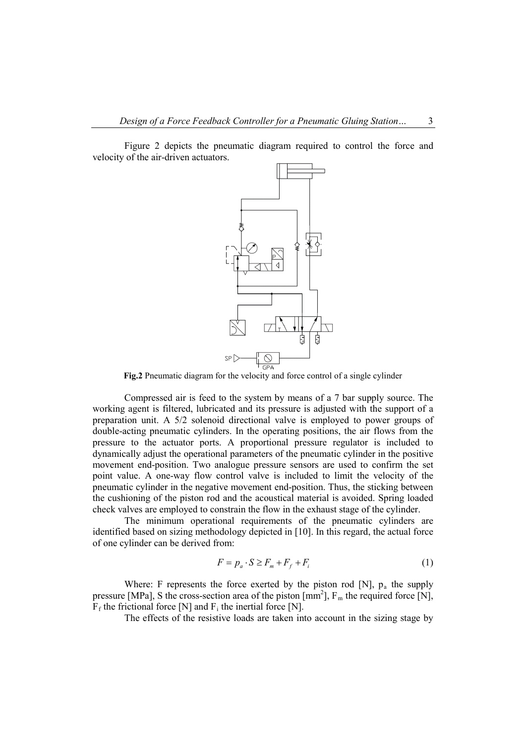Figure 2 depicts the pneumatic diagram required to control the force and velocity of the air-driven actuators.

**Fig.2** Pneumatic diagram for the velocity and force control of a single cylinder

Compressed air is feed to the system by means of a 7 bar supply source. The working agent is filtered, lubricated and its pressure is adjusted with the support of a preparation unit. A 5/2 solenoid directional valve is employed to power groups of double-acting pneumatic cylinders. In the operating positions, the air flows from the pressure to the actuator ports. A proportional pressure regulator is included to dynamically adjust the operational parameters of the pneumatic cylinder in the positive movement end-position. Two analogue pressure sensors are used to confirm the set point value. A one-way flow control valve is included to limit the velocity of the pneumatic cylinder in the negative movement end-position. Thus, the sticking between the cushioning of the piston rod and the acoustical material is avoided. Spring loaded check valves are employed to constrain the flow in the exhaust stage of the cylinder.

The minimum operational requirements of the pneumatic cylinders are identified based on sizing methodology depicted in [10]. In this regard, the actual force of one cylinder can be derived from:

$$F = p_a \cdot S \geq F_m + F_f + F_i \tag{1}$$

Where: F represents the force exerted by the piston rod [N], $p_a$ the supply pressure [MPa], S the cross-section area of the piston [$mm^2$], $F_m$ the required force [N], $F_f$ the frictional force [N] and $F_i$ the inertial force [N].

The effects of the resistive loads are taken into account in the sizing stage by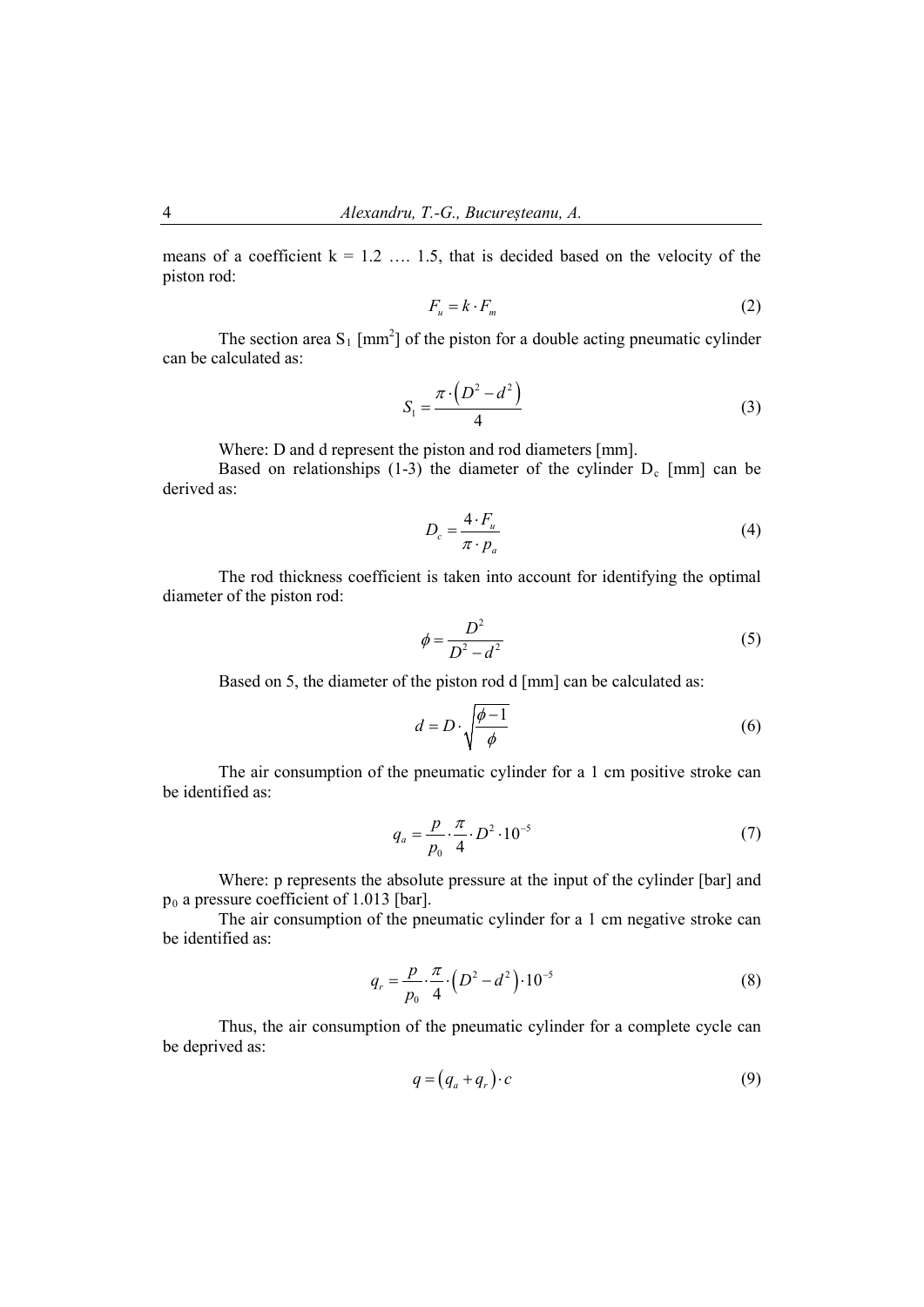means of a coefficient k = 1.2 …. 1.5, that is decided based on the velocity of the piston rod:

$$F_u = k \cdot F_m \tag{2}$$

The section area $S_1$ [mm[2]] of the piston for a double acting pneumatic cylinder can be calculated as:

$$S_1 = \frac{\pi \cdot \left(D^2 - d^2\right)}{4} \tag{3}$$

Where: D and d represent the piston and rod diameters [mm].

Based on relationships (1-3) the diameter of the cylinder $D_c$ [mm] can be derived as:

$$D_c = \frac{4 \cdot F_u}{\pi \cdot p_a} \tag{4}$$

The rod thickness coefficient is taken into account for identifying the optimal diameter of the piston rod:

$$\phi = \frac{D^2}{D^2 - d^2} \tag{5}$$

Based on 5, the diameter of the piston rod d [mm] can be calculated as:

$$d = D \cdot \sqrt{\frac{\phi - 1}{\phi}} \tag{6}$$

The air consumption of the pneumatic cylinder for a 1 cm positive stroke can be identified as:

$$q_a = \frac{p}{p_0} \cdot \frac{\pi}{4} \cdot D^2 \cdot 10^{-5} \tag{7}$$

Where: p represents the absolute pressure at the input of the cylinder [bar] and $p_0$ a pressure coefficient of 1.013 [bar].

The air consumption of the pneumatic cylinder for a 1 cm negative stroke can be identified as:

$$q_r = \frac{p}{p_0} \cdot \frac{\pi}{4} \cdot \left(D^2 - d^2\right) \cdot 10^{-5} \tag{8}$$

Thus, the air consumption of the pneumatic cylinder for a complete cycle can be deprived as:

$$q = \left(q_a + q_r\right) \cdot c \tag{9}$$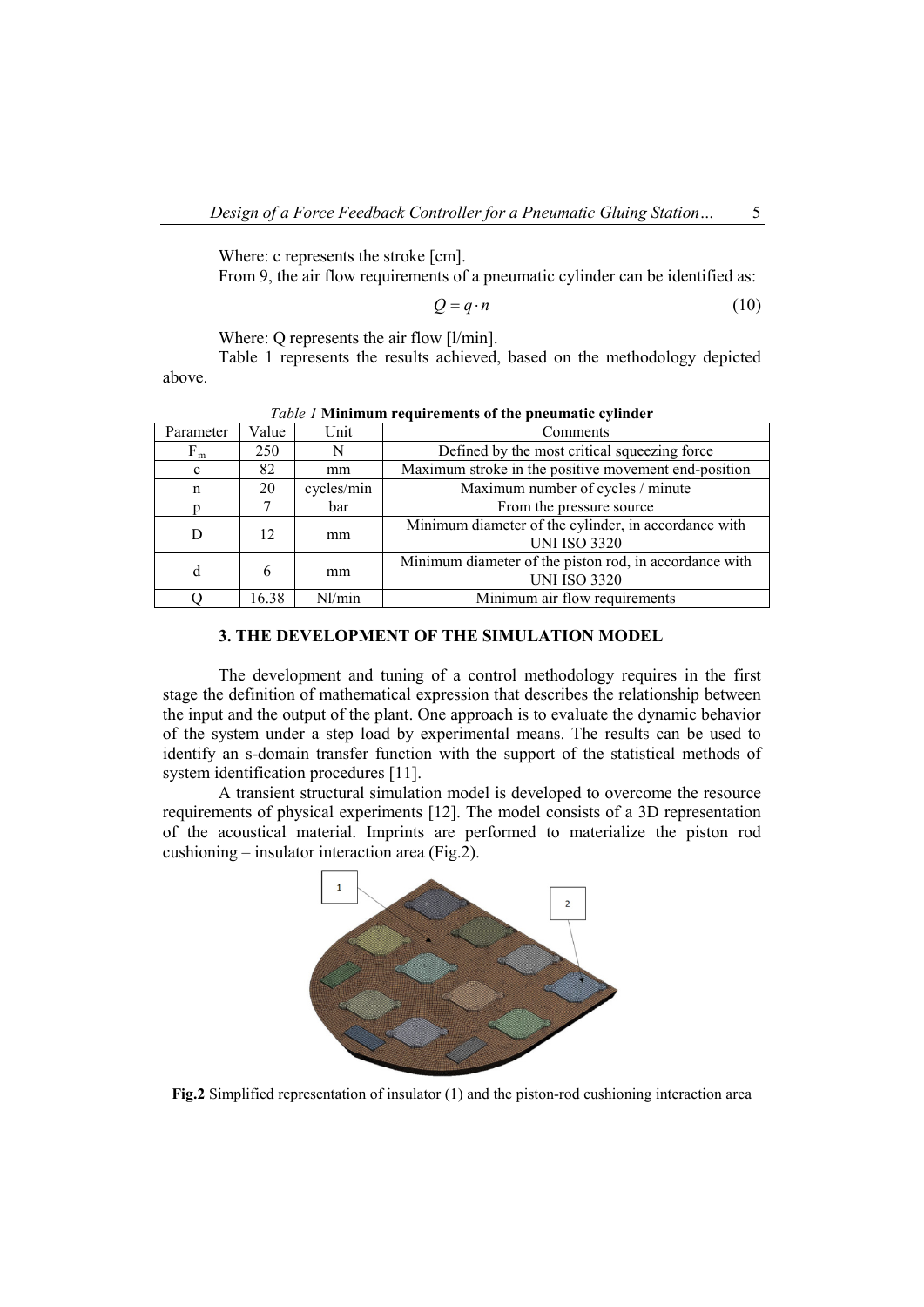Where: c represents the stroke [cm].

From 9, the air flow requirements of a pneumatic cylinder can be identified as:

$$Q = q \cdot n \tag{10}$$

Where: Q represents the air flow [l/min].

Table 1 represents the results achieved, based on the methodology depicted above.

*Table 1* **Minimum requirements of the pneumatic cylinder**

| Parameter | Value | Unit | Comments |
|---|---|---|---|
| $F_m$ | 250 | N | Defined by the most critical squeezing force |
| c | 82 | mm | Maximum stroke in the positive movement end-position |
| n | 20 | cycles/min | Maximum number of cycles / minute |
| p | 7 | bar | From the pressure source |
| D | 12 | mm | Minimum diameter of the cylinder, in accordance with UNI ISO 3320 |
| d | 6 | mm | Minimum diameter of the piston rod, in accordance with UNI ISO 3320 |
| Q | 16.38 | Nl/min | Minimum air flow requirements |

## 3. THE DEVELOPMENT OF THE SIMULATION MODEL

The development and tuning of a control methodology requires in the first stage the definition of mathematical expression that describes the relationship between the input and the output of the plant. One approach is to evaluate the dynamic behavior of the system under a step load by experimental means. The results can be used to identify an s-domain transfer function with the support of the statistical methods of system identification procedures [11].

A transient structural simulation model is developed to overcome the resource requirements of physical experiments [12]. The model consists of a 3D representation of the acoustical material. Imprints are performed to materialize the piston rod cushioning – insulator interaction area (Fig.2).

**Fig.2** Simplified representation of insulator (1) and the piston-rod cushioning interaction area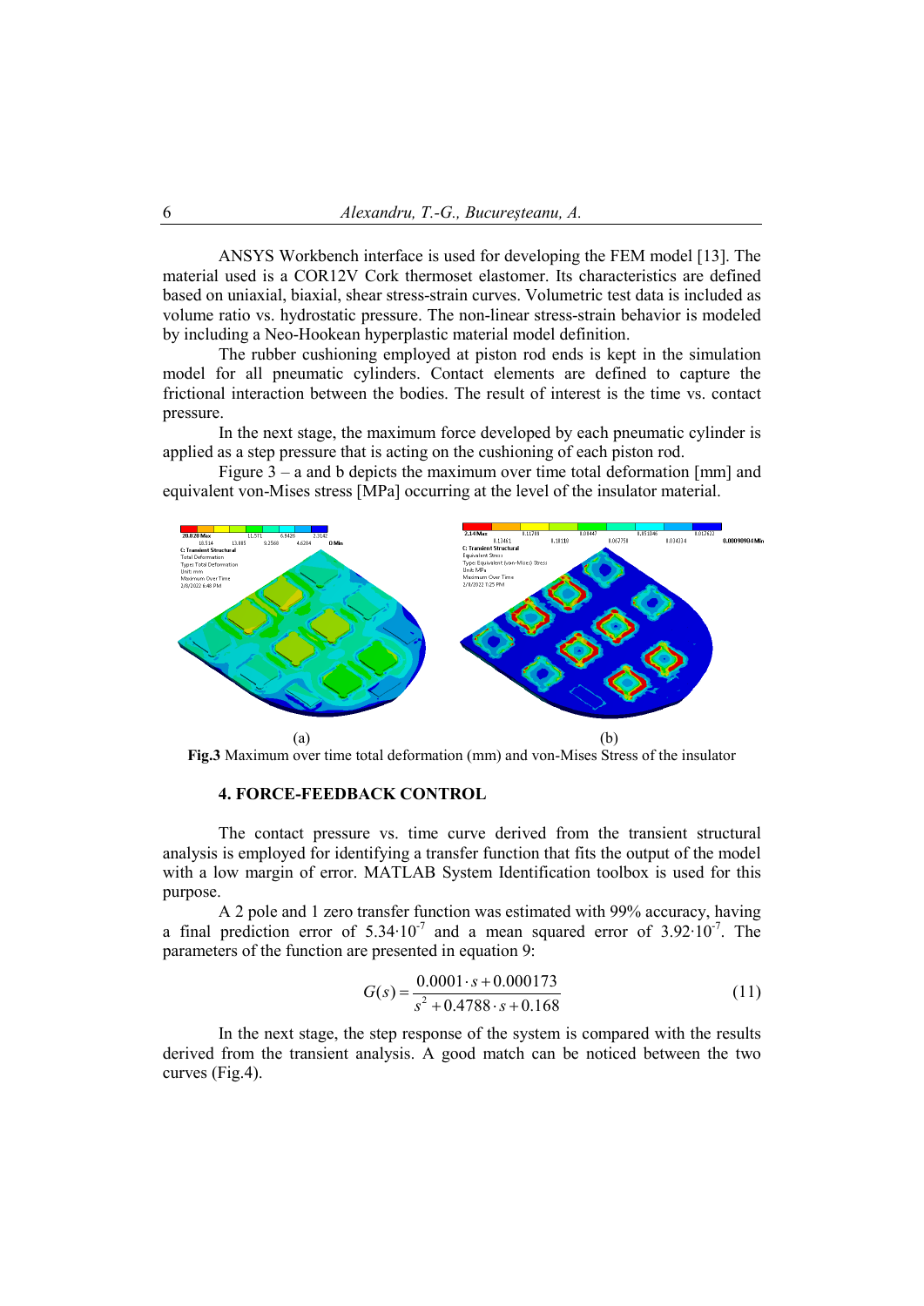ANSYS Workbench interface is used for developing the FEM model [13]. The material used is a COR12V Cork thermoset elastomer. Its characteristics are defined based on uniaxial, biaxial, shear stress-strain curves. Volumetric test data is included as volume ratio vs. hydrostatic pressure. The non-linear stress-strain behavior is modeled by including a Neo-Hookean hyperplastic material model definition.

The rubber cushioning employed at piston rod ends is kept in the simulation model for all pneumatic cylinders. Contact elements are defined to capture the frictional interaction between the bodies. The result of interest is the time vs. contact pressure.

In the next stage, the maximum force developed by each pneumatic cylinder is applied as a step pressure that is acting on the cushioning of each piston rod.

Figure 3 – a and b depicts the maximum over time total deformation [mm] and equivalent von-Mises stress [MPa] occurring at the level of the insulator material.

(a) (b)

**Fig.3** Maximum over time total deformation (mm) and von-Mises Stress of the insulator

### 4. FORCE-FEEDBACK CONTROL

The contact pressure vs. time curve derived from the transient structural analysis is employed for identifying a transfer function that fits the output of the model with a low margin of error. MATLAB System Identification toolbox is used for this purpose.

A 2 pole and 1 zero transfer function was estimated with 99% accuracy, having a final prediction error of $5.34 \cdot 10^{-7}$ and a mean squared error of $3.92 \cdot 10^{-7}$. The parameters of the function are presented in equation 9:

$$G(s) = \frac{0.0001 \cdot s + 0.000173}{s^2 + 0.4788 \cdot s + 0.168} \tag{11}$$

In the next stage, the step response of the system is compared with the results derived from the transient analysis. A good match can be noticed between the two curves (Fig.4).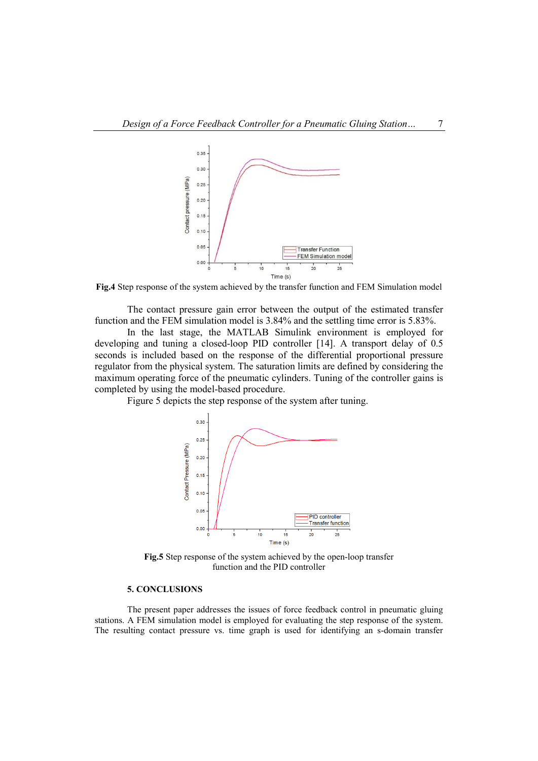Fig.4 Step response of the system achieved by the transfer function and FEM Simulation model

The contact pressure gain error between the output of the estimated transfer function and the FEM simulation model is 3.84% and the settling time error is 5.83%.

In the last stage, the MATLAB Simulink environment is employed for developing and tuning a closed-loop PID controller [14]. A transport delay of 0.5 seconds is included based on the response of the differential proportional pressure regulator from the physical system. The saturation limits are defined by considering the maximum operating force of the pneumatic cylinders. Tuning of the controller gains is completed by using the model-based procedure.

Figure 5 depicts the step response of the system after tuning.

Fig.5 Step response of the system achieved by the open-loop transfer function and the PID controller

## 5. CONCLUSIONS

The present paper addresses the issues of force feedback control in pneumatic gluing stations. A FEM simulation model is employed for evaluating the step response of the system. The resulting contact pressure vs. time graph is used for identifying an s-domain transfer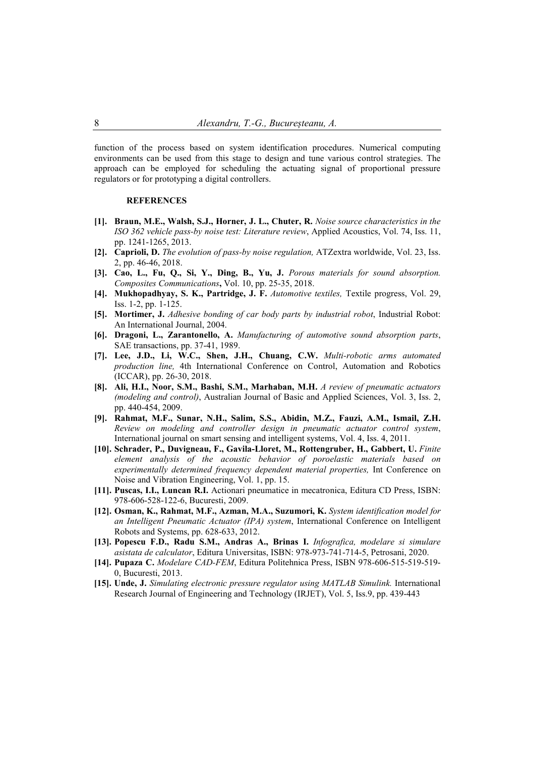function of the process based on system identification procedures. Numerical computing environments can be used from this stage to design and tune various control strategies. The approach can be employed for scheduling the actuating signal of proportional pressure regulators or for prototyping a digital controllers.

## REFERENCES

**[1]. Braun, M.E., Walsh, S.J., Horner, J. L., Chuter, R.** *Noise source characteristics in the ISO 362 vehicle pass-by noise test: Literature review*, Applied Acoustics, Vol. 74, Iss. 11, pp. 1241-1265, 2013.

**[2]. Caprioli, D.** *The evolution of pass-by noise regulation,* ATZextra worldwide, Vol. 23, Iss. 2, pp. 46-46, 2018.

**[3]. Cao, L., Fu, Q., Si, Y., Ding, B., Yu, J.** *Porous materials for sound absorption. Composites Communications***,** Vol. 10, pp. 25-35, 2018.

**[4]. Mukhopadhyay, S. K., Partridge, J. F.** *Automotive textiles,* Textile progress, Vol. 29, Iss. 1-2, pp. 1-125.

**[5]. Mortimer, J.** *Adhesive bonding of car body parts by industrial robot*, Industrial Robot: An International Journal, 2004.

**[6]. Dragoni, L., Zarantonello, A.** *Manufacturing of automotive sound absorption parts*, SAE transactions, pp. 37-41, 1989.

**[7]. Lee, J.D., Li, W.C., Shen, J.H., Chuang, C.W.** *Multi-robotic arms automated production line,* 4th International Conference on Control, Automation and Robotics (ICCAR), pp. 26-30, 2018.

**[8]. Ali, H.I., Noor, S.M., Bashi, S.M., Marhaban, M.H.** *A review of pneumatic actuators (modeling and control)*, Australian Journal of Basic and Applied Sciences, Vol. 3, Iss. 2, pp. 440-454, 2009.

**[9]. Rahmat, M.F., Sunar, N.H., Salim, S.S., Abidin, M.Z., Fauzi, A.M., Ismail, Z.H.** *Review on modeling and controller design in pneumatic actuator control system*, International journal on smart sensing and intelligent systems, Vol. 4, Iss. 4, 2011.

**[10]. Schrader, P., Duvigneau, F., Gavila-Lloret, M., Rottengruber, H., Gabbert, U.** *Finite element analysis of the acoustic behavior of poroelastic materials based on experimentally determined frequency dependent material properties,* Int Conference on Noise and Vibration Engineering, Vol. 1, pp. 15.

**[11]. Puscas, I.I., Luncan R.I.** Actionari pneumatice in mecatronica, Editura CD Press, ISBN: 978-606-528-122-6, Bucuresti, 2009.

**[12]. Osman, K., Rahmat, M.F., Azman, M.A., Suzumori, K.** *System identification model for an Intelligent Pneumatic Actuator (IPA) system*, International Conference on Intelligent Robots and Systems, pp. 628-633, 2012.

**[13]. Popescu F.D., Radu S.M., Andras A., Brinas I.** *Infografica, modelare si simulare asistata de calculator*, Editura Universitas, ISBN: 978-973-741-714-5, Petrosani, 2020.

**[14]. Pupaza C.** *Modelare CAD-FEM*, Editura Politehnica Press, ISBN 978-606-515-519-519-0, Bucuresti, 2013.

**[15]. Unde, J.** *Simulating electronic pressure regulator using MATLAB Simulink.* International Research Journal of Engineering and Technology (IRJET), Vol. 5, Iss.9, pp. 439-443